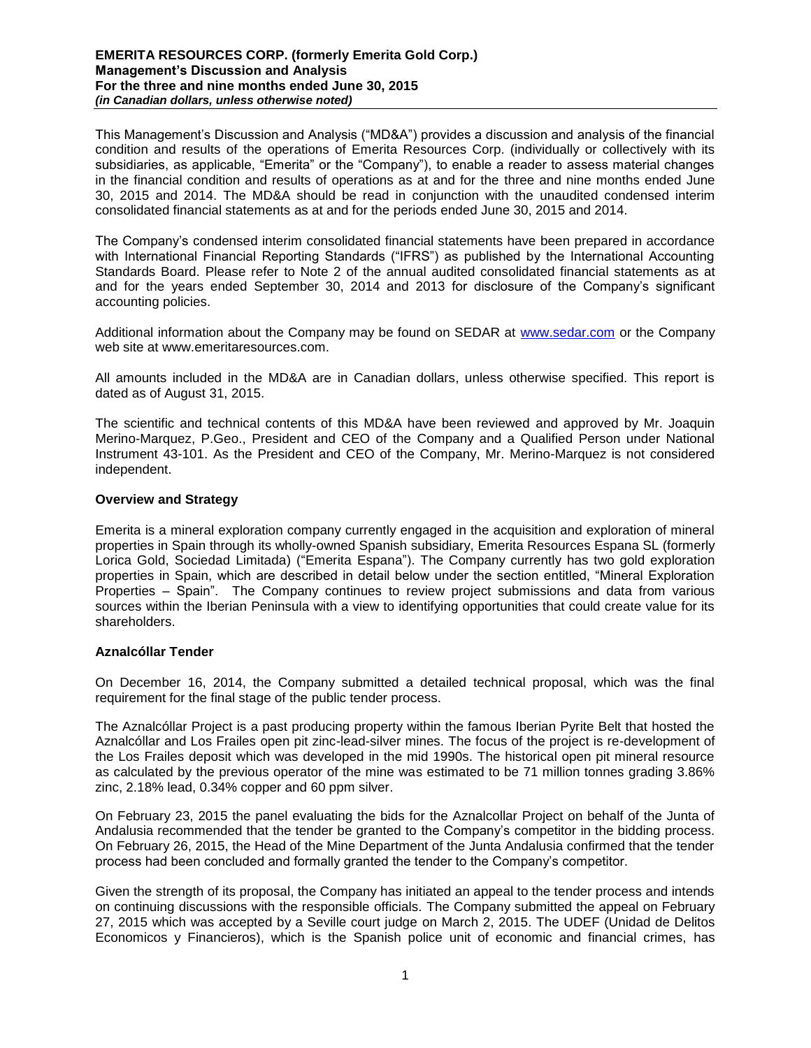This Management's Discussion and Analysis ("MD&A") provides a discussion and analysis of the financial condition and results of the operations of Emerita Resources Corp. (individually or collectively with its subsidiaries, as applicable, "Emerita" or the "Company"), to enable a reader to assess material changes in the financial condition and results of operations as at and for the three and nine months ended June 30, 2015 and 2014. The MD&A should be read in conjunction with the unaudited condensed interim consolidated financial statements as at and for the periods ended June 30, 2015 and 2014.

The Company's condensed interim consolidated financial statements have been prepared in accordance with International Financial Reporting Standards ("IFRS") as published by the International Accounting Standards Board. Please refer to Note 2 of the annual audited consolidated financial statements as at and for the years ended September 30, 2014 and 2013 for disclosure of the Company's significant accounting policies.

Additional information about the Company may be found on SEDAR at www.sedar.com or the Company web site at www.emeritaresources.com.

All amounts included in the MD&A are in Canadian dollars, unless otherwise specified. This report is dated as of August 31, 2015.

The scientific and technical contents of this MD&A have been reviewed and approved by Mr. Joaquin Merino-Marquez, P.Geo., President and CEO of the Company and a Qualified Person under National Instrument 43-101. As the President and CEO of the Company, Mr. Merino-Marquez is not considered independent.

## Overview and Strategy

Emerita is a mineral exploration company currently engaged in the acquisition and exploration of mineral properties in Spain through its wholly-owned Spanish subsidiary, Emerita Resources Espana SL (formerly Lorica Gold, Sociedad Limitada) ("Emerita Espana"). The Company currently has two gold exploration properties in Spain, which are described in detail below under the section entitled, "Mineral Exploration Properties – Spain". The Company continues to review project submissions and data from various sources within the Iberian Peninsula with a view to identifying opportunities that could create value for its shareholders.

## Aznalcóllar Tender

On December 16, 2014, the Company submitted a detailed technical proposal, which was the final requirement for the final stage of the public tender process.

The Aznalcóllar Project is a past producing property within the famous Iberian Pyrite Belt that hosted the Aznalcóllar and Los Frailes open pit zinc-lead-silver mines. The focus of the project is re-development of the Los Frailes deposit which was developed in the mid 1990s. The historical open pit mineral resource as calculated by the previous operator of the mine was estimated to be 71 million tonnes grading 3.86% zinc, 2.18% lead, 0.34% copper and 60 ppm silver.

On February 23, 2015 the panel evaluating the bids for the Aznalcollar Project on behalf of the Junta of Andalusia recommended that the tender be granted to the Company's competitor in the bidding process. On February 26, 2015, the Head of the Mine Department of the Junta Andalusia confirmed that the tender process had been concluded and formally granted the tender to the Company's competitor.

Given the strength of its proposal, the Company has initiated an appeal to the tender process and intends on continuing discussions with the responsible officials. The Company submitted the appeal on February 27, 2015 which was accepted by a Seville court judge on March 2, 2015. The UDEF (Unidad de Delitos Economicos y Financieros), which is the Spanish police unit of economic and financial crimes, has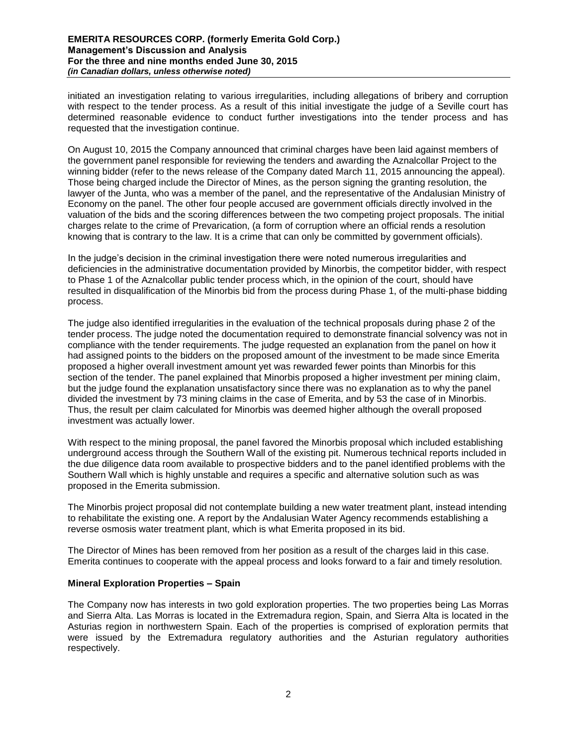initiated an investigation relating to various irregularities, including allegations of bribery and corruption with respect to the tender process. As a result of this initial investigate the judge of a Seville court has determined reasonable evidence to conduct further investigations into the tender process and has requested that the investigation continue.

On August 10, 2015 the Company announced that criminal charges have been laid against members of the government panel responsible for reviewing the tenders and awarding the Aznalcollar Project to the winning bidder (refer to the news release of the Company dated March 11, 2015 announcing the appeal). Those being charged include the Director of Mines, as the person signing the granting resolution, the lawyer of the Junta, who was a member of the panel, and the representative of the Andalusian Ministry of Economy on the panel. The other four people accused are government officials directly involved in the valuation of the bids and the scoring differences between the two competing project proposals. The initial charges relate to the crime of Prevarication, (a form of corruption where an official rends a resolution knowing that is contrary to the law. It is a crime that can only be committed by government officials).

In the judge's decision in the criminal investigation there were noted numerous irregularities and deficiencies in the administrative documentation provided by Minorbis, the competitor bidder, with respect to Phase 1 of the Aznalcollar public tender process which, in the opinion of the court, should have resulted in disqualification of the Minorbis bid from the process during Phase 1, of the multi-phase bidding process.

The judge also identified irregularities in the evaluation of the technical proposals during phase 2 of the tender process. The judge noted the documentation required to demonstrate financial solvency was not in compliance with the tender requirements. The judge requested an explanation from the panel on how it had assigned points to the bidders on the proposed amount of the investment to be made since Emerita proposed a higher overall investment amount yet was rewarded fewer points than Minorbis for this section of the tender. The panel explained that Minorbis proposed a higher investment per mining claim, but the judge found the explanation unsatisfactory since there was no explanation as to why the panel divided the investment by 73 mining claims in the case of Emerita, and by 53 the case of in Minorbis. Thus, the result per claim calculated for Minorbis was deemed higher although the overall proposed investment was actually lower.

With respect to the mining proposal, the panel favored the Minorbis proposal which included establishing underground access through the Southern Wall of the existing pit. Numerous technical reports included in the due diligence data room available to prospective bidders and to the panel identified problems with the Southern Wall which is highly unstable and requires a specific and alternative solution such as was proposed in the Emerita submission.

The Minorbis project proposal did not contemplate building a new water treatment plant, instead intending to rehabilitate the existing one. A report by the Andalusian Water Agency recommends establishing a reverse osmosis water treatment plant, which is what Emerita proposed in its bid.

The Director of Mines has been removed from her position as a result of the charges laid in this case. Emerita continues to cooperate with the appeal process and looks forward to a fair and timely resolution.

**Mineral Exploration Properties – Spain**

The Company now has interests in two gold exploration properties. The two properties being Las Morras and Sierra Alta. Las Morras is located in the Extremadura region, Spain, and Sierra Alta is located in the Asturias region in northwestern Spain. Each of the properties is comprised of exploration permits that were issued by the Extremadura regulatory authorities and the Asturian regulatory authorities respectively.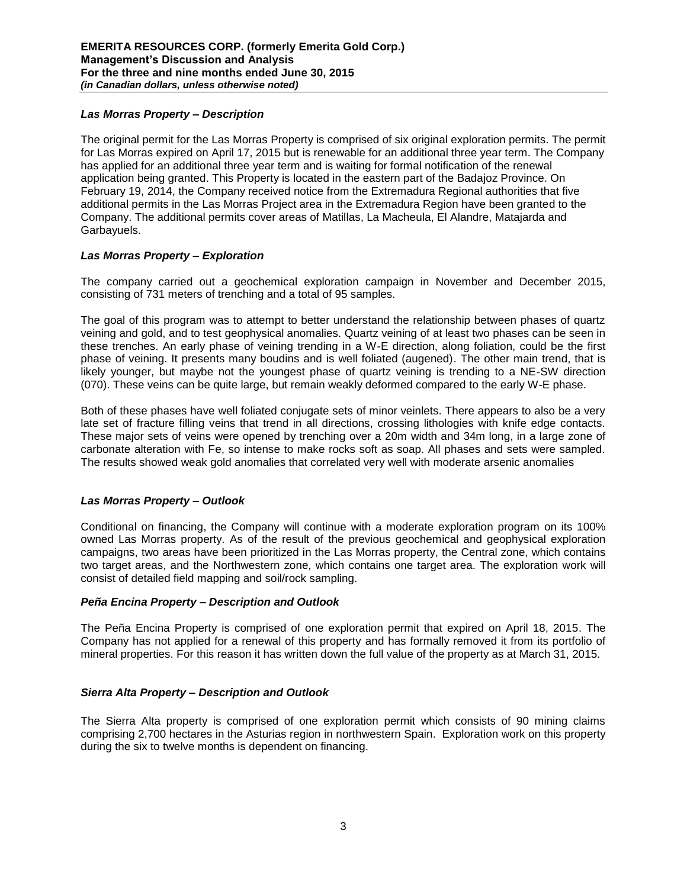### *Las Morras Property – Description*

The original permit for the Las Morras Property is comprised of six original exploration permits. The permit for Las Morras expired on April 17, 2015 but is renewable for an additional three year term. The Company has applied for an additional three year term and is waiting for formal notification of the renewal application being granted. This Property is located in the eastern part of the Badajoz Province. On February 19, 2014, the Company received notice from the Extremadura Regional authorities that five additional permits in the Las Morras Project area in the Extremadura Region have been granted to the Company. The additional permits cover areas of Matillas, La Macheula, El Alandre, Matajarda and Garbayuels.

### *Las Morras Property – Exploration*

The company carried out a geochemical exploration campaign in November and December 2015, consisting of 731 meters of trenching and a total of 95 samples.

The goal of this program was to attempt to better understand the relationship between phases of quartz veining and gold, and to test geophysical anomalies. Quartz veining of at least two phases can be seen in these trenches. An early phase of veining trending in a W-E direction, along foliation, could be the first phase of veining. It presents many boudins and is well foliated (augened). The other main trend, that is likely younger, but maybe not the youngest phase of quartz veining is trending to a NE-SW direction (070). These veins can be quite large, but remain weakly deformed compared to the early W-E phase.

Both of these phases have well foliated conjugate sets of minor veinlets. There appears to also be a very late set of fracture filling veins that trend in all directions, crossing lithologies with knife edge contacts. These major sets of veins were opened by trenching over a 20m width and 34m long, in a large zone of carbonate alteration with Fe, so intense to make rocks soft as soap. All phases and sets were sampled. The results showed weak gold anomalies that correlated very well with moderate arsenic anomalies

### *Las Morras Property – Outlook*

Conditional on financing, the Company will continue with a moderate exploration program on its 100% owned Las Morras property. As of the result of the previous geochemical and geophysical exploration campaigns, two areas have been prioritized in the Las Morras property, the Central zone, which contains two target areas, and the Northwestern zone, which contains one target area. The exploration work will consist of detailed field mapping and soil/rock sampling.

### *Peña Encina Property – Description and Outlook*

The Peña Encina Property is comprised of one exploration permit that expired on April 18, 2015. The Company has not applied for a renewal of this property and has formally removed it from its portfolio of mineral properties. For this reason it has written down the full value of the property as at March 31, 2015.

### *Sierra Alta Property – Description and Outlook*

The Sierra Alta property is comprised of one exploration permit which consists of 90 mining claims comprising 2,700 hectares in the Asturias region in northwestern Spain. Exploration work on this property during the six to twelve months is dependent on financing.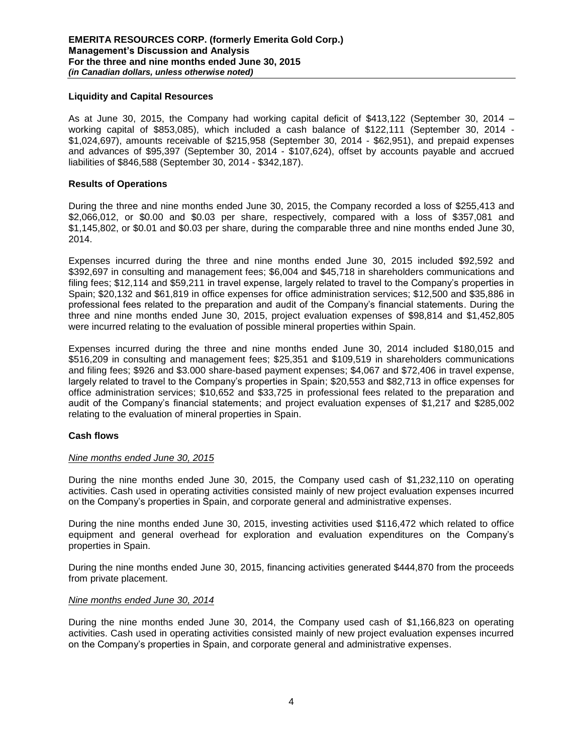## Liquidity and Capital Resources

As at June 30, 2015, the Company had working capital deficit of $413,122 (September 30, 2014 – working capital of $853,085), which included a cash balance of $122,111 (September 30, 2014 - $1,024,697), amounts receivable of $215,958 (September 30, 2014 - $62,951), and prepaid expenses and advances of $95,397 (September 30, 2014 - $107,624), offset by accounts payable and accrued liabilities of $846,588 (September 30, 2014 - $342,187).

## Results of Operations

During the three and nine months ended June 30, 2015, the Company recorded a loss of $255,413 and $2,066,012, or $0.00 and $0.03 per share, respectively, compared with a loss of $357,081 and $1,145,802, or $0.01 and $0.03 per share, during the comparable three and nine months ended June 30, 2014.

Expenses incurred during the three and nine months ended June 30, 2015 included $92,592 and $392,697 in consulting and management fees; $6,004 and $45,718 in shareholders communications and filing fees; $12,114 and $59,211 in travel expense, largely related to travel to the Company's properties in Spain; $20,132 and $61,819 in office expenses for office administration services; $12,500 and $35,886 in professional fees related to the preparation and audit of the Company's financial statements. During the three and nine months ended June 30, 2015, project evaluation expenses of $98,814 and $1,452,805 were incurred relating to the evaluation of possible mineral properties within Spain.

Expenses incurred during the three and nine months ended June 30, 2014 included $180,015 and $516,209 in consulting and management fees; $25,351 and $109,519 in shareholders communications and filing fees; $926 and $3.000 share-based payment expenses; $4,067 and $72,406 in travel expense, largely related to travel to the Company's properties in Spain; $20,553 and $82,713 in office expenses for office administration services; $10,652 and $33,725 in professional fees related to the preparation and audit of the Company's financial statements; and project evaluation expenses of $1,217 and $285,002 relating to the evaluation of mineral properties in Spain.

## Cash flows

### *Nine months ended June 30, 2015*

During the nine months ended June 30, 2015, the Company used cash of $1,232,110 on operating activities. Cash used in operating activities consisted mainly of new project evaluation expenses incurred on the Company's properties in Spain, and corporate general and administrative expenses.

During the nine months ended June 30, 2015, investing activities used $116,472 which related to office equipment and general overhead for exploration and evaluation expenditures on the Company's properties in Spain.

During the nine months ended June 30, 2015, financing activities generated $444,870 from the proceeds from private placement.

### *Nine months ended June 30, 2014*

During the nine months ended June 30, 2014, the Company used cash of $1,166,823 on operating activities. Cash used in operating activities consisted mainly of new project evaluation expenses incurred on the Company's properties in Spain, and corporate general and administrative expenses.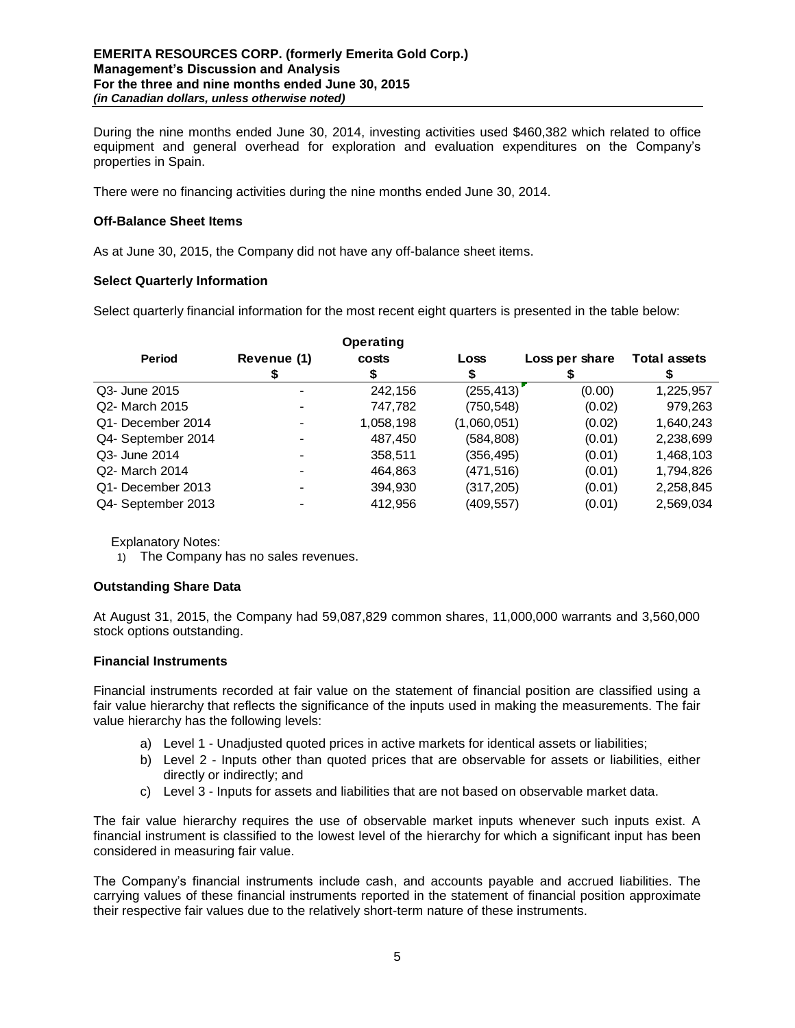During the nine months ended June 30, 2014, investing activities used $460,382 which related to office equipment and general overhead for exploration and evaluation expenditures on the Company's properties in Spain.

There were no financing activities during the nine months ended June 30, 2014.

**Off-Balance Sheet Items**

As at June 30, 2015, the Company did not have any off-balance sheet items.

**Select Quarterly Information**

Select quarterly financial information for the most recent eight quarters is presented in the table below:

| Period | Revenue (1) $ | Operating costs $ | Loss $ | Loss per share $ | Total assets $ |
|---|---|---|---|---|---|
| Q3- June 2015 | - | 242,156 | (255,413) | (0.00) | 1,225,957 |
| Q2- March 2015 | - | 747,782 | (750,548) | (0.02) | 979,263 |
| Q1- December 2014 | - | 1,058,198 | (1,060,051) | (0.02) | 1,640,243 |
| Q4- September 2014 | - | 487,450 | (584,808) | (0.01) | 2,238,699 |
| Q3- June 2014 | - | 358,511 | (356,495) | (0.01) | 1,468,103 |
| Q2- March 2014 | - | 464,863 | (471,516) | (0.01) | 1,794,826 |
| Q1- December 2013 | - | 394,930 | (317,205) | (0.01) | 2,258,845 |
| Q4- September 2013 | - | 412,956 | (409,557) | (0.01) | 2,569,034 |

Explanatory Notes:

1) The Company has no sales revenues.

**Outstanding Share Data**

At August 31, 2015, the Company had 59,087,829 common shares, 11,000,000 warrants and 3,560,000 stock options outstanding.

**Financial Instruments**

Financial instruments recorded at fair value on the statement of financial position are classified using a fair value hierarchy that reflects the significance of the inputs used in making the measurements. The fair value hierarchy has the following levels:

a) Level 1 - Unadjusted quoted prices in active markets for identical assets or liabilities;
b) Level 2 - Inputs other than quoted prices that are observable for assets or liabilities, either directly or indirectly; and
c) Level 3 - Inputs for assets and liabilities that are not based on observable market data.

The fair value hierarchy requires the use of observable market inputs whenever such inputs exist. A financial instrument is classified to the lowest level of the hierarchy for which a significant input has been considered in measuring fair value.

The Company's financial instruments include cash, and accounts payable and accrued liabilities. The carrying values of these financial instruments reported in the statement of financial position approximate their respective fair values due to the relatively short-term nature of these instruments.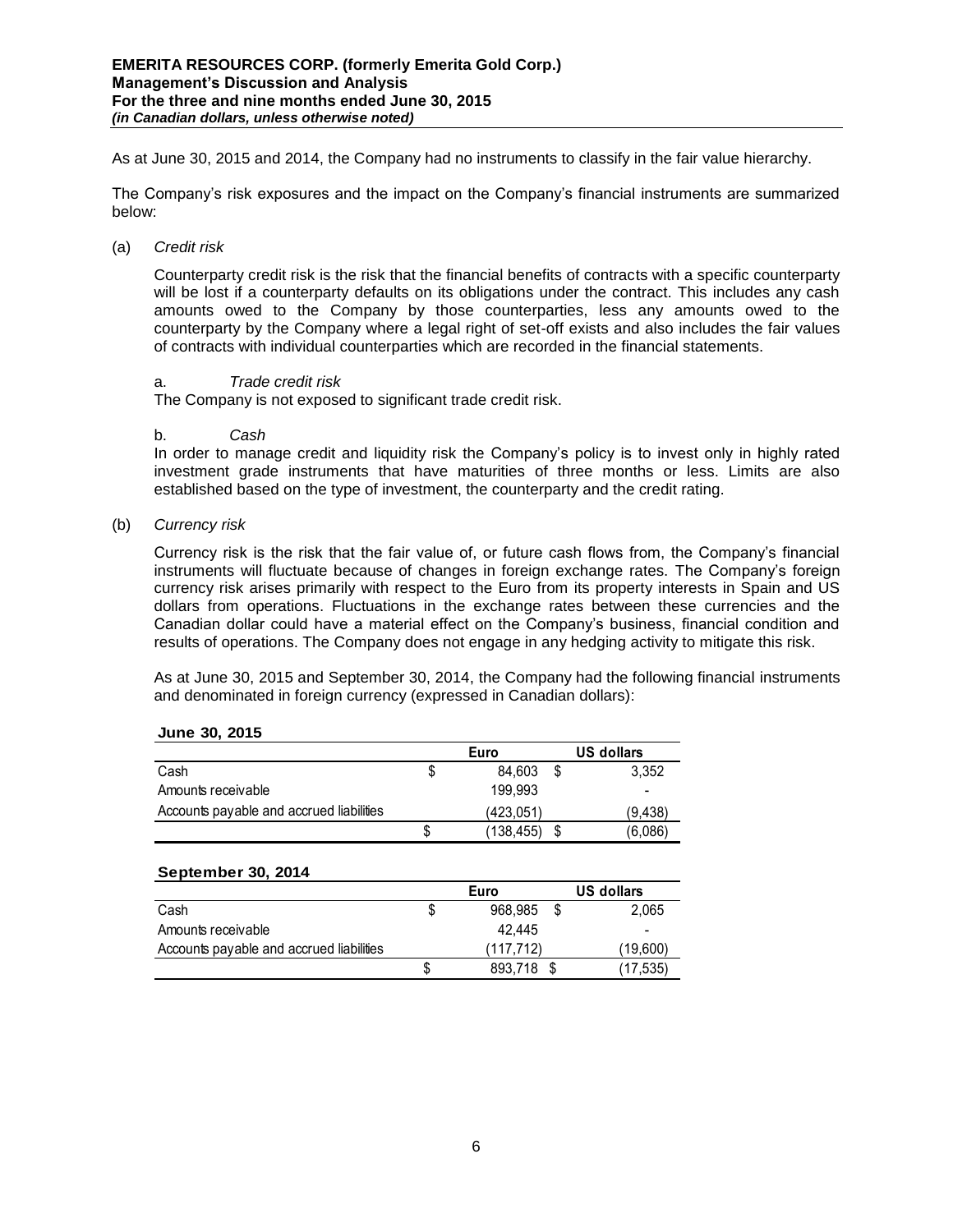As at June 30, 2015 and 2014, the Company had no instruments to classify in the fair value hierarchy.

The Company's risk exposures and the impact on the Company's financial instruments are summarized below:

(a) *Credit risk*

Counterparty credit risk is the risk that the financial benefits of contracts with a specific counterparty will be lost if a counterparty defaults on its obligations under the contract. This includes any cash amounts owed to the Company by those counterparties, less any amounts owed to the counterparty by the Company where a legal right of set-off exists and also includes the fair values of contracts with individual counterparties which are recorded in the financial statements.

a. *Trade credit risk*
The Company is not exposed to significant trade credit risk.

b. *Cash*
In order to manage credit and liquidity risk the Company's policy is to invest only in highly rated investment grade instruments that have maturities of three months or less. Limits are also established based on the type of investment, the counterparty and the credit rating.

(b) *Currency risk*

Currency risk is the risk that the fair value of, or future cash flows from, the Company's financial instruments will fluctuate because of changes in foreign exchange rates. The Company's foreign currency risk arises primarily with respect to the Euro from its property interests in Spain and US dollars from operations. Fluctuations in the exchange rates between these currencies and the Canadian dollar could have a material effect on the Company's business, financial condition and results of operations. The Company does not engage in any hedging activity to mitigate this risk.

As at June 30, 2015 and September 30, 2014, the Company had the following financial instruments and denominated in foreign currency (expressed in Canadian dollars):

**June 30, 2015**

| | Euro | US dollars |
|---|---|---|
| Cash | $ 84,603 | $ 3,352 |
| Amounts receivable | 199,993 | - |
| Accounts payable and accrued liabilities | (423,051) | (9,438) |
| | $ (138,455) | $ (6,086) |

**September 30, 2014**

| | Euro | US dollars |
|---|---|---|
| Cash | $ 968,985 | $ 2,065 |
| Amounts receivable | 42,445 | - |
| Accounts payable and accrued liabilities | (117,712) | (19,600) |
| | $ 893,718 | $ (17,535) |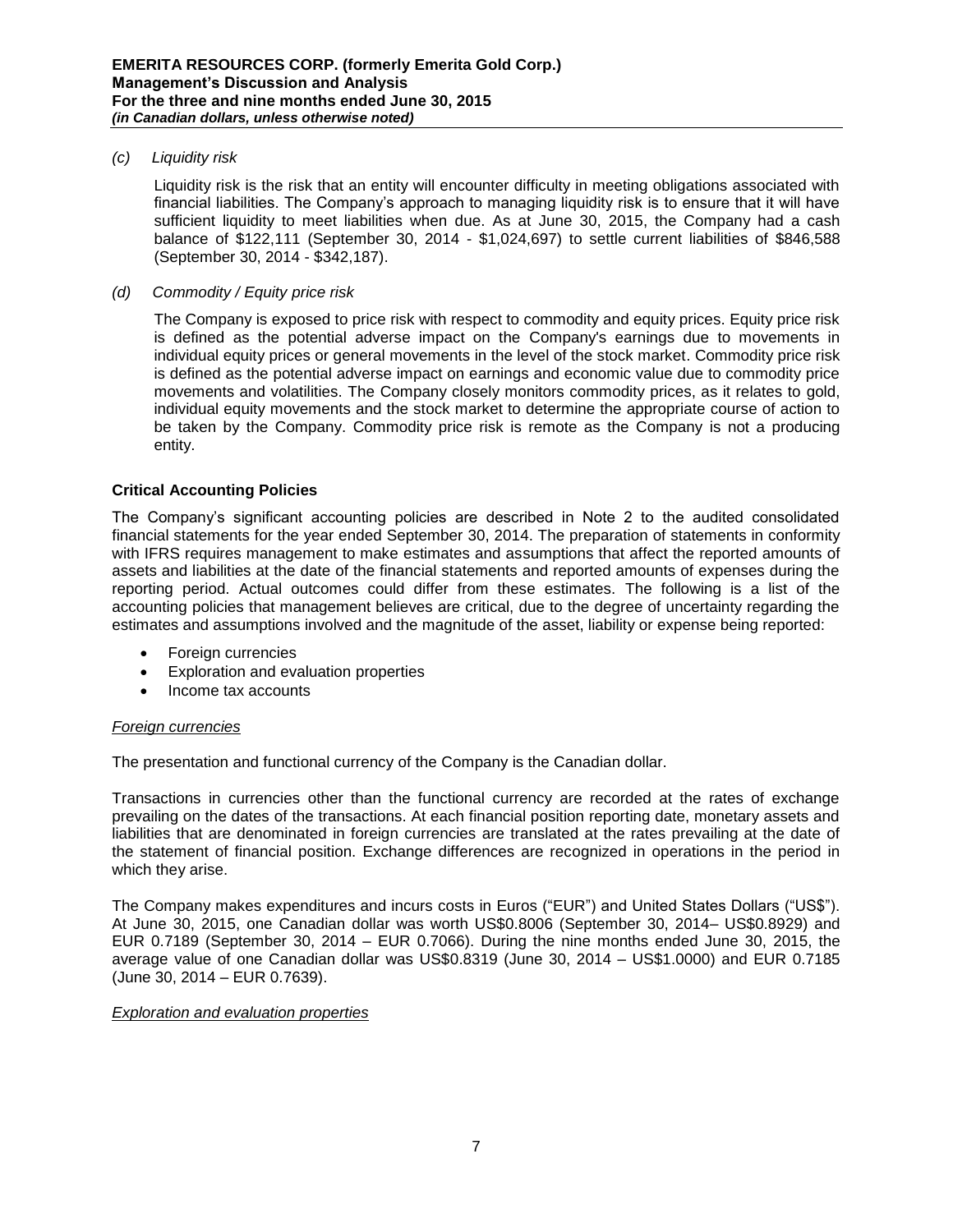*(c) Liquidity risk*

Liquidity risk is the risk that an entity will encounter difficulty in meeting obligations associated with financial liabilities. The Company's approach to managing liquidity risk is to ensure that it will have sufficient liquidity to meet liabilities when due. As at June 30, 2015, the Company had a cash balance of $122,111 (September 30, 2014 - $1,024,697) to settle current liabilities of $846,588 (September 30, 2014 - $342,187).

*(d) Commodity / Equity price risk*

The Company is exposed to price risk with respect to commodity and equity prices. Equity price risk is defined as the potential adverse impact on the Company's earnings due to movements in individual equity prices or general movements in the level of the stock market. Commodity price risk is defined as the potential adverse impact on earnings and economic value due to commodity price movements and volatilities. The Company closely monitors commodity prices, as it relates to gold, individual equity movements and the stock market to determine the appropriate course of action to be taken by the Company. Commodity price risk is remote as the Company is not a producing entity.

### Critical Accounting Policies

The Company's significant accounting policies are described in Note 2 to the audited consolidated financial statements for the year ended September 30, 2014. The preparation of statements in conformity with IFRS requires management to make estimates and assumptions that affect the reported amounts of assets and liabilities at the date of the financial statements and reported amounts of expenses during the reporting period. Actual outcomes could differ from these estimates. The following is a list of the accounting policies that management believes are critical, due to the degree of uncertainty regarding the estimates and assumptions involved and the magnitude of the asset, liability or expense being reported:

- Foreign currencies
- Exploration and evaluation properties
- Income tax accounts

*Foreign currencies*

The presentation and functional currency of the Company is the Canadian dollar.

Transactions in currencies other than the functional currency are recorded at the rates of exchange prevailing on the dates of the transactions. At each financial position reporting date, monetary assets and liabilities that are denominated in foreign currencies are translated at the rates prevailing at the date of the statement of financial position. Exchange differences are recognized in operations in the period in which they arise.

The Company makes expenditures and incurs costs in Euros ("EUR") and United States Dollars ("US$"). At June 30, 2015, one Canadian dollar was worth US$0.8006 (September 30, 2014– US$0.8929) and EUR 0.7189 (September 30, 2014 – EUR 0.7066). During the nine months ended June 30, 2015, the average value of one Canadian dollar was US$0.8319 (June 30, 2014 – US$1.0000) and EUR 0.7185 (June 30, 2014 – EUR 0.7639).

*Exploration and evaluation properties*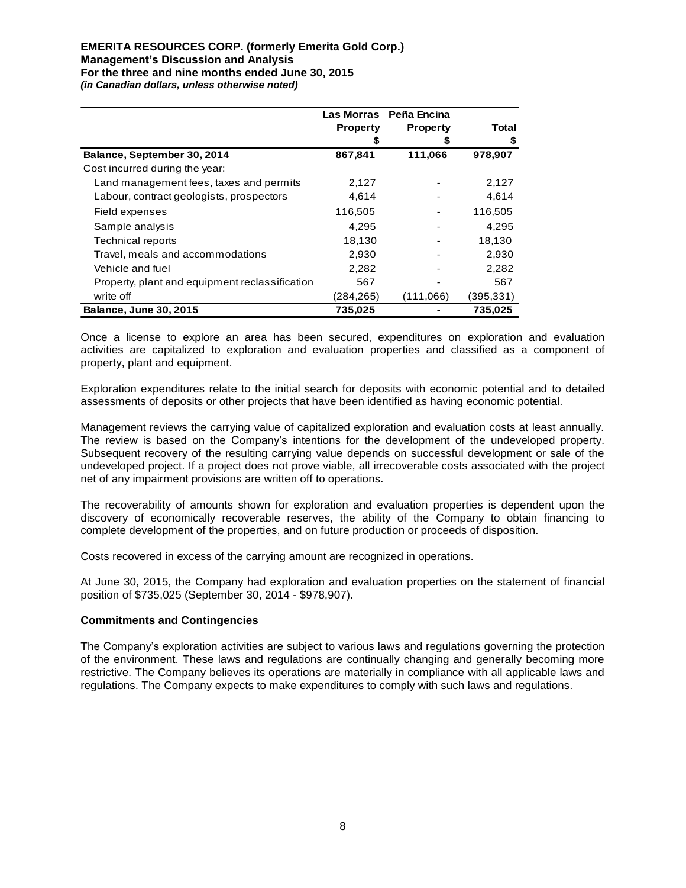| | Las Morras Property \$ | Peña Encina Property \$ | Total \$ |
|---|---|---|---|
| **Balance, September 30, 2014** | **867,841** | **111,066** | **978,907** |
| Cost incurred during the year: | | | |
| Land management fees, taxes and permits | 2,127 | - | 2,127 |
| Labour, contract geologists, prospectors | 4,614 | - | 4,614 |
| Field expenses | 116,505 | - | 116,505 |
| Sample analysis | 4,295 | - | 4,295 |
| Technical reports | 18,130 | - | 18,130 |
| Travel, meals and accommodations | 2,930 | - | 2,930 |
| Vehicle and fuel | 2,282 | - | 2,282 |
| Property, plant and equipment reclassification | 567 | - | 567 |
| write off | (284,265) | (111,066) | (395,331) |
| **Balance, June 30, 2015** | **735,025** | **-** | **735,025** |

Once a license to explore an area has been secured, expenditures on exploration and evaluation activities are capitalized to exploration and evaluation properties and classified as a component of property, plant and equipment.

Exploration expenditures relate to the initial search for deposits with economic potential and to detailed assessments of deposits or other projects that have been identified as having economic potential.

Management reviews the carrying value of capitalized exploration and evaluation costs at least annually. The review is based on the Company's intentions for the development of the undeveloped property. Subsequent recovery of the resulting carrying value depends on successful development or sale of the undeveloped project. If a project does not prove viable, all irrecoverable costs associated with the project net of any impairment provisions are written off to operations.

The recoverability of amounts shown for exploration and evaluation properties is dependent upon the discovery of economically recoverable reserves, the ability of the Company to obtain financing to complete development of the properties, and on future production or proceeds of disposition.

Costs recovered in excess of the carrying amount are recognized in operations.

At June 30, 2015, the Company had exploration and evaluation properties on the statement of financial position of \$735,025 (September 30, 2014 - \$978,907).

### Commitments and Contingencies

The Company's exploration activities are subject to various laws and regulations governing the protection of the environment. These laws and regulations are continually changing and generally becoming more restrictive. The Company believes its operations are materially in compliance with all applicable laws and regulations. The Company expects to make expenditures to comply with such laws and regulations.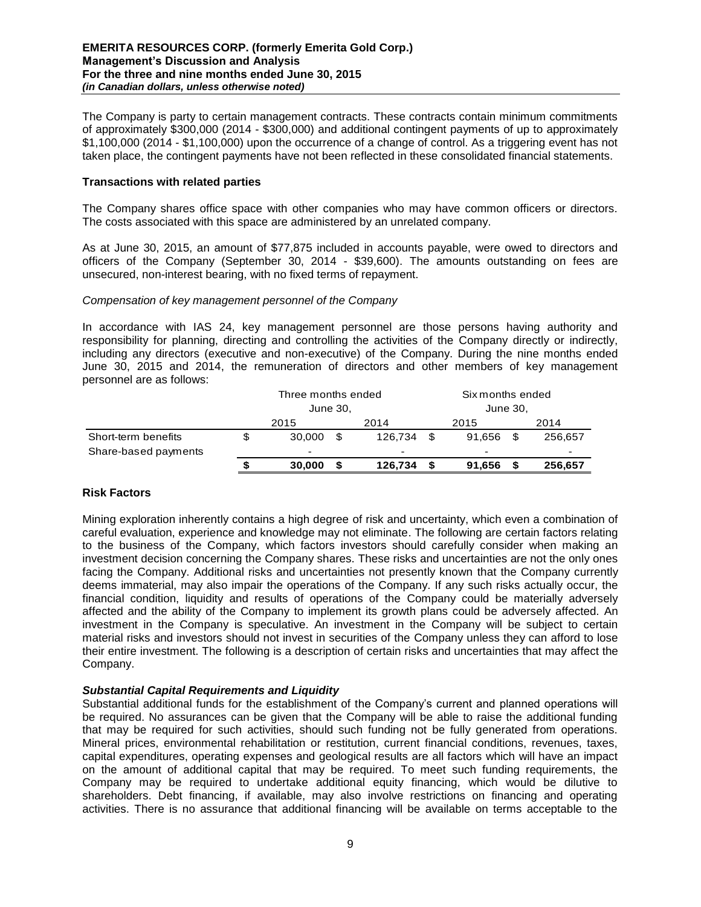The Company is party to certain management contracts. These contracts contain minimum commitments of approximately $300,000 (2014 - $300,000) and additional contingent payments of up to approximately $1,100,000 (2014 - $1,100,000) upon the occurrence of a change of control. As a triggering event has not taken place, the contingent payments have not been reflected in these consolidated financial statements.

**Transactions with related parties**

The Company shares office space with other companies who may have common officers or directors. The costs associated with this space are administered by an unrelated company.

As at June 30, 2015, an amount of $77,875 included in accounts payable, were owed to directors and officers of the Company (September 30, 2014 - $39,600). The amounts outstanding on fees are unsecured, non-interest bearing, with no fixed terms of repayment.

*Compensation of key management personnel of the Company*

In accordance with IAS 24, key management personnel are those persons having authority and responsibility for planning, directing and controlling the activities of the Company directly or indirectly, including any directors (executive and non-executive) of the Company. During the nine months ended June 30, 2015 and 2014, the remuneration of directors and other members of key management personnel are as follows:

| | Three months ended June 30, | | Six months ended June 30, | |
|---|---|---|---|---|
| | 2015 | 2014 | 2015 | 2014 |
| Short-term benefits | $ 30,000 | $ 126,734 | $ 91,656 | $ 256,657 |
| Share-based payments | - | - | - | - |
| | **$ 30,000** | **$ 126,734** | **$ 91,656** | **$ 256,657** |

## Risk Factors

Mining exploration inherently contains a high degree of risk and uncertainty, which even a combination of careful evaluation, experience and knowledge may not eliminate. The following are certain factors relating to the business of the Company, which factors investors should carefully consider when making an investment decision concerning the Company shares. These risks and uncertainties are not the only ones facing the Company. Additional risks and uncertainties not presently known that the Company currently deems immaterial, may also impair the operations of the Company. If any such risks actually occur, the financial condition, liquidity and results of operations of the Company could be materially adversely affected and the ability of the Company to implement its growth plans could be adversely affected. An investment in the Company is speculative. An investment in the Company will be subject to certain material risks and investors should not invest in securities of the Company unless they can afford to lose their entire investment. The following is a description of certain risks and uncertainties that may affect the Company.

***Substantial Capital Requirements and Liquidity***

Substantial additional funds for the establishment of the Company's current and planned operations will be required. No assurances can be given that the Company will be able to raise the additional funding that may be required for such activities, should such funding not be fully generated from operations. Mineral prices, environmental rehabilitation or restitution, current financial conditions, revenues, taxes, capital expenditures, operating expenses and geological results are all factors which will have an impact on the amount of additional capital that may be required. To meet such funding requirements, the Company may be required to undertake additional equity financing, which would be dilutive to shareholders. Debt financing, if available, may also involve restrictions on financing and operating activities. There is no assurance that additional financing will be available on terms acceptable to the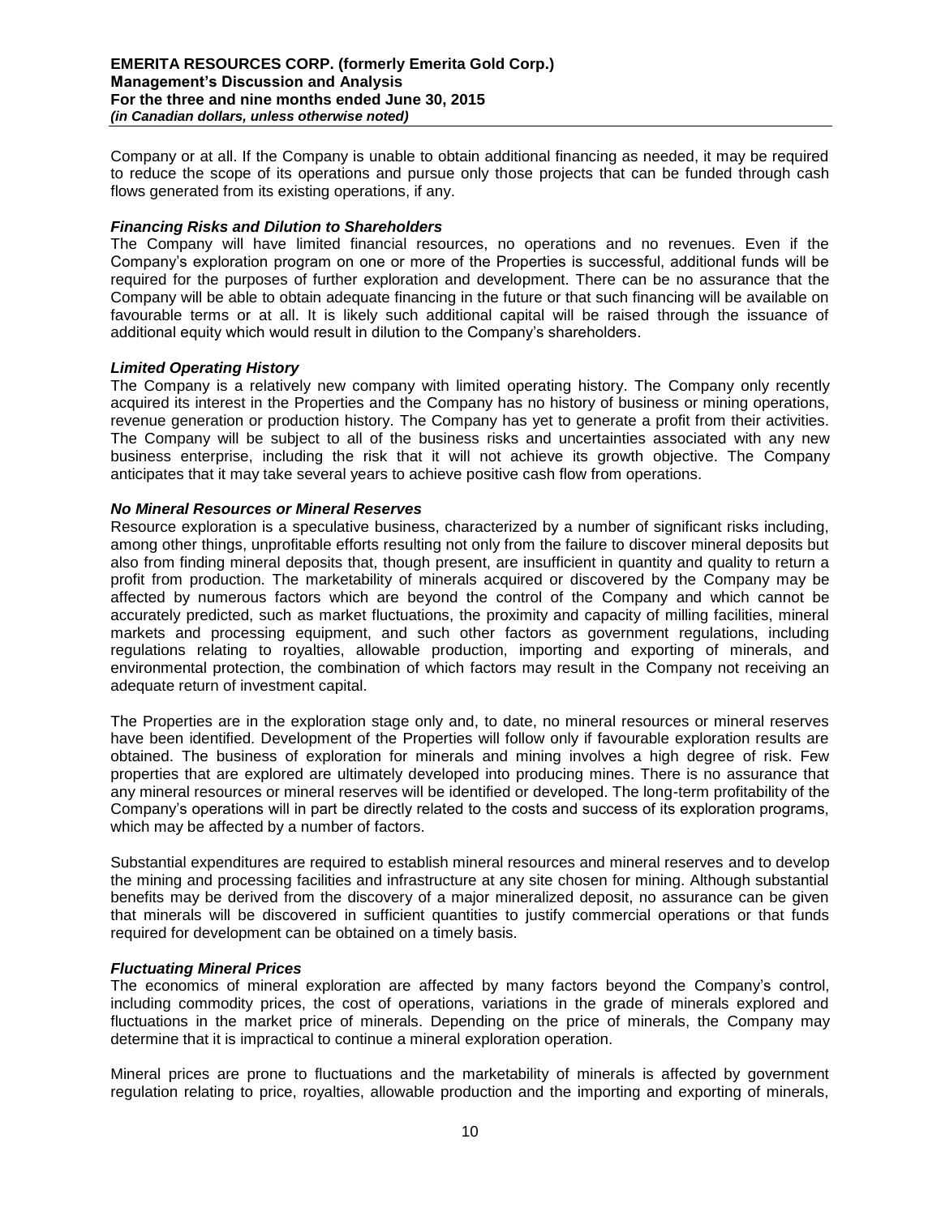Company or at all. If the Company is unable to obtain additional financing as needed, it may be required to reduce the scope of its operations and pursue only those projects that can be funded through cash flows generated from its existing operations, if any.

***Financing Risks and Dilution to Shareholders***

The Company will have limited financial resources, no operations and no revenues. Even if the Company's exploration program on one or more of the Properties is successful, additional funds will be required for the purposes of further exploration and development. There can be no assurance that the Company will be able to obtain adequate financing in the future or that such financing will be available on favourable terms or at all. It is likely such additional capital will be raised through the issuance of additional equity which would result in dilution to the Company's shareholders.

***Limited Operating History***

The Company is a relatively new company with limited operating history. The Company only recently acquired its interest in the Properties and the Company has no history of business or mining operations, revenue generation or production history. The Company has yet to generate a profit from their activities. The Company will be subject to all of the business risks and uncertainties associated with any new business enterprise, including the risk that it will not achieve its growth objective. The Company anticipates that it may take several years to achieve positive cash flow from operations.

***No Mineral Resources or Mineral Reserves***

Resource exploration is a speculative business, characterized by a number of significant risks including, among other things, unprofitable efforts resulting not only from the failure to discover mineral deposits but also from finding mineral deposits that, though present, are insufficient in quantity and quality to return a profit from production. The marketability of minerals acquired or discovered by the Company may be affected by numerous factors which are beyond the control of the Company and which cannot be accurately predicted, such as market fluctuations, the proximity and capacity of milling facilities, mineral markets and processing equipment, and such other factors as government regulations, including regulations relating to royalties, allowable production, importing and exporting of minerals, and environmental protection, the combination of which factors may result in the Company not receiving an adequate return of investment capital.

The Properties are in the exploration stage only and, to date, no mineral resources or mineral reserves have been identified. Development of the Properties will follow only if favourable exploration results are obtained. The business of exploration for minerals and mining involves a high degree of risk. Few properties that are explored are ultimately developed into producing mines. There is no assurance that any mineral resources or mineral reserves will be identified or developed. The long-term profitability of the Company's operations will in part be directly related to the costs and success of its exploration programs, which may be affected by a number of factors.

Substantial expenditures are required to establish mineral resources and mineral reserves and to develop the mining and processing facilities and infrastructure at any site chosen for mining. Although substantial benefits may be derived from the discovery of a major mineralized deposit, no assurance can be given that minerals will be discovered in sufficient quantities to justify commercial operations or that funds required for development can be obtained on a timely basis.

***Fluctuating Mineral Prices***

The economics of mineral exploration are affected by many factors beyond the Company's control, including commodity prices, the cost of operations, variations in the grade of minerals explored and fluctuations in the market price of minerals. Depending on the price of minerals, the Company may determine that it is impractical to continue a mineral exploration operation.

Mineral prices are prone to fluctuations and the marketability of minerals is affected by government regulation relating to price, royalties, allowable production and the importing and exporting of minerals,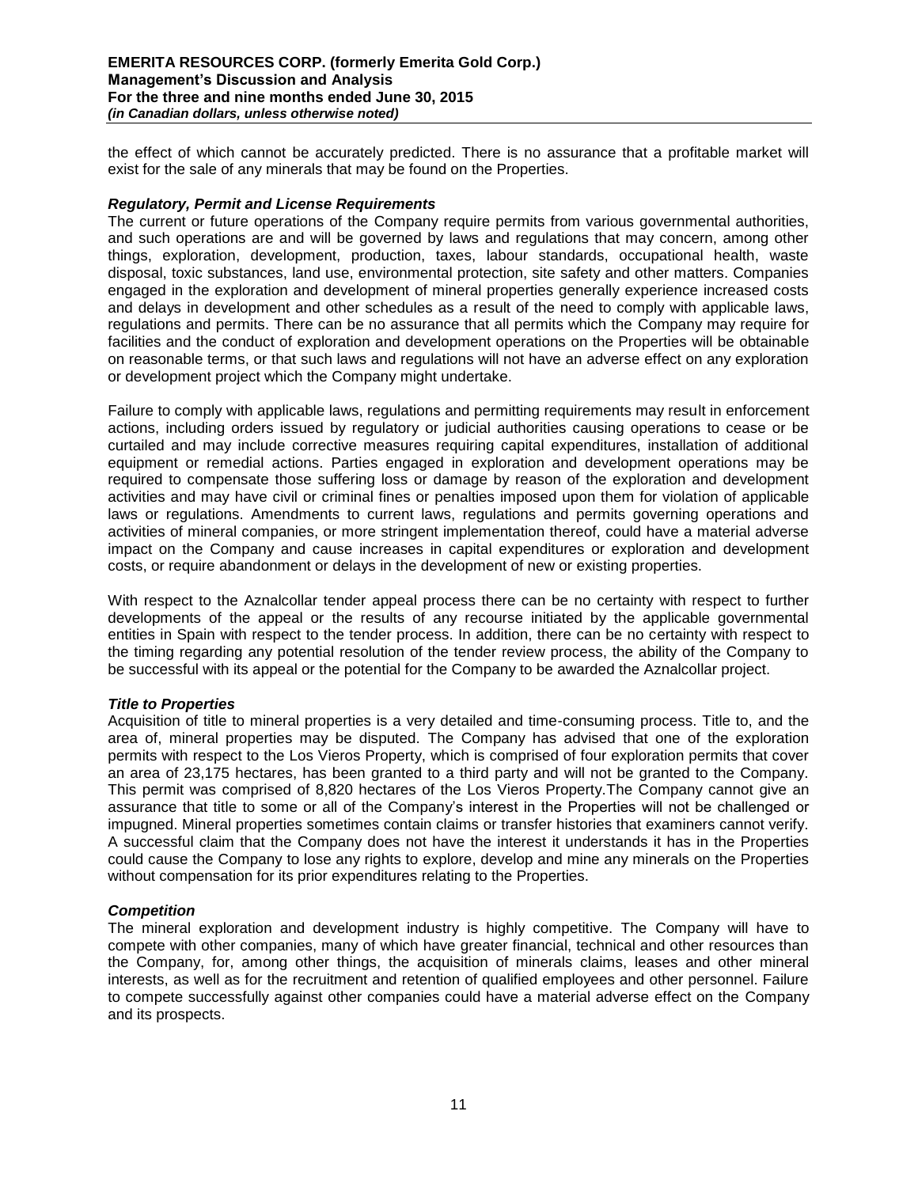the effect of which cannot be accurately predicted. There is no assurance that a profitable market will exist for the sale of any minerals that may be found on the Properties.

### *Regulatory, Permit and License Requirements*

The current or future operations of the Company require permits from various governmental authorities, and such operations are and will be governed by laws and regulations that may concern, among other things, exploration, development, production, taxes, labour standards, occupational health, waste disposal, toxic substances, land use, environmental protection, site safety and other matters. Companies engaged in the exploration and development of mineral properties generally experience increased costs and delays in development and other schedules as a result of the need to comply with applicable laws, regulations and permits. There can be no assurance that all permits which the Company may require for facilities and the conduct of exploration and development operations on the Properties will be obtainable on reasonable terms, or that such laws and regulations will not have an adverse effect on any exploration or development project which the Company might undertake.

Failure to comply with applicable laws, regulations and permitting requirements may result in enforcement actions, including orders issued by regulatory or judicial authorities causing operations to cease or be curtailed and may include corrective measures requiring capital expenditures, installation of additional equipment or remedial actions. Parties engaged in exploration and development operations may be required to compensate those suffering loss or damage by reason of the exploration and development activities and may have civil or criminal fines or penalties imposed upon them for violation of applicable laws or regulations. Amendments to current laws, regulations and permits governing operations and activities of mineral companies, or more stringent implementation thereof, could have a material adverse impact on the Company and cause increases in capital expenditures or exploration and development costs, or require abandonment or delays in the development of new or existing properties.

With respect to the Aznalcollar tender appeal process there can be no certainty with respect to further developments of the appeal or the results of any recourse initiated by the applicable governmental entities in Spain with respect to the tender process. In addition, there can be no certainty with respect to the timing regarding any potential resolution of the tender review process, the ability of the Company to be successful with its appeal or the potential for the Company to be awarded the Aznalcollar project.

### *Title to Properties*

Acquisition of title to mineral properties is a very detailed and time-consuming process. Title to, and the area of, mineral properties may be disputed. The Company has advised that one of the exploration permits with respect to the Los Vieros Property, which is comprised of four exploration permits that cover an area of 23,175 hectares, has been granted to a third party and will not be granted to the Company. This permit was comprised of 8,820 hectares of the Los Vieros Property.The Company cannot give an assurance that title to some or all of the Company's interest in the Properties will not be challenged or impugned. Mineral properties sometimes contain claims or transfer histories that examiners cannot verify. A successful claim that the Company does not have the interest it understands it has in the Properties could cause the Company to lose any rights to explore, develop and mine any minerals on the Properties without compensation for its prior expenditures relating to the Properties.

### *Competition*

The mineral exploration and development industry is highly competitive. The Company will have to compete with other companies, many of which have greater financial, technical and other resources than the Company, for, among other things, the acquisition of minerals claims, leases and other mineral interests, as well as for the recruitment and retention of qualified employees and other personnel. Failure to compete successfully against other companies could have a material adverse effect on the Company and its prospects.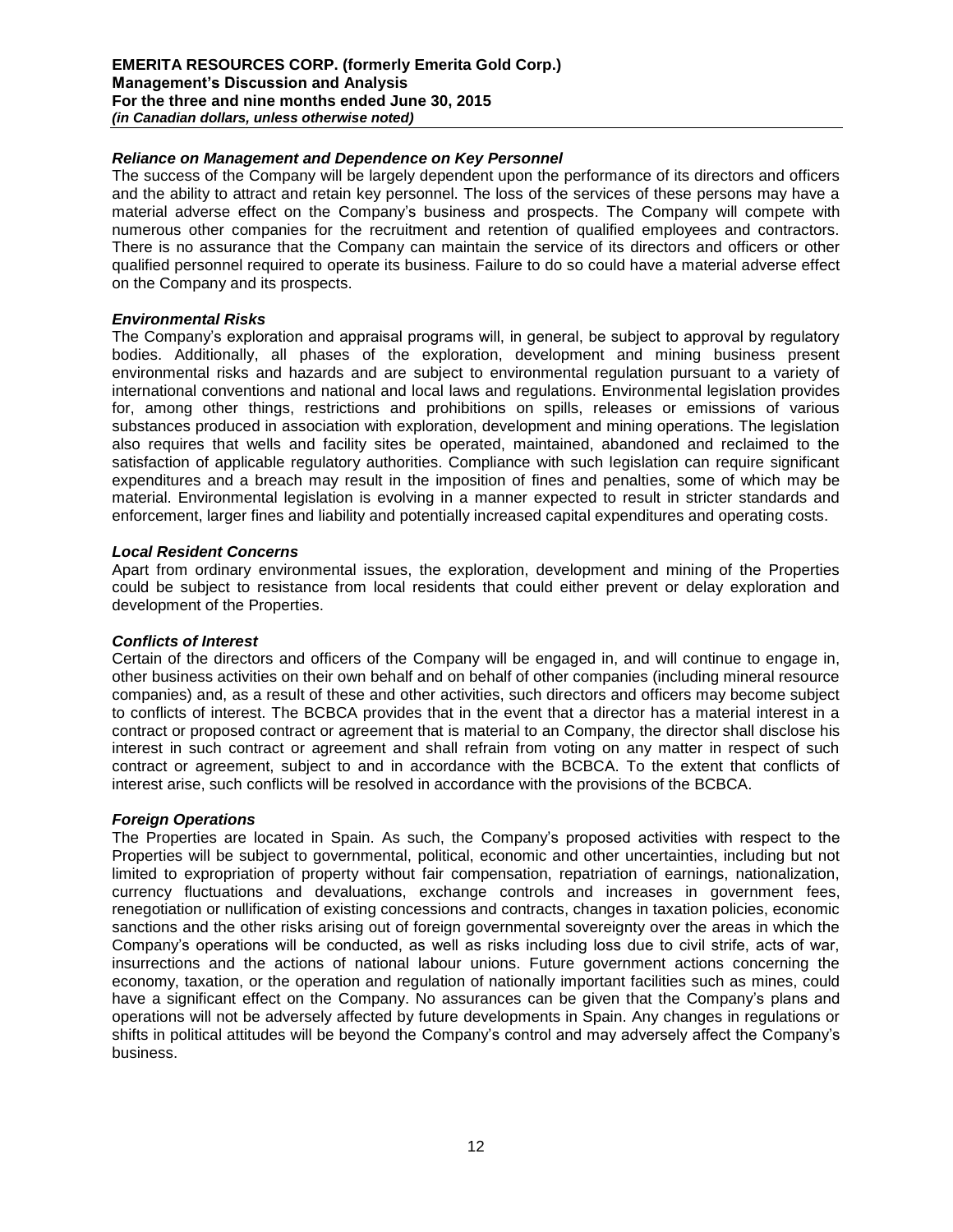#### *Reliance on Management and Dependence on Key Personnel*

The success of the Company will be largely dependent upon the performance of its directors and officers and the ability to attract and retain key personnel. The loss of the services of these persons may have a material adverse effect on the Company's business and prospects. The Company will compete with numerous other companies for the recruitment and retention of qualified employees and contractors. There is no assurance that the Company can maintain the service of its directors and officers or other qualified personnel required to operate its business. Failure to do so could have a material adverse effect on the Company and its prospects.

#### *Environmental Risks*

The Company's exploration and appraisal programs will, in general, be subject to approval by regulatory bodies. Additionally, all phases of the exploration, development and mining business present environmental risks and hazards and are subject to environmental regulation pursuant to a variety of international conventions and national and local laws and regulations. Environmental legislation provides for, among other things, restrictions and prohibitions on spills, releases or emissions of various substances produced in association with exploration, development and mining operations. The legislation also requires that wells and facility sites be operated, maintained, abandoned and reclaimed to the satisfaction of applicable regulatory authorities. Compliance with such legislation can require significant expenditures and a breach may result in the imposition of fines and penalties, some of which may be material. Environmental legislation is evolving in a manner expected to result in stricter standards and enforcement, larger fines and liability and potentially increased capital expenditures and operating costs.

#### *Local Resident Concerns*

Apart from ordinary environmental issues, the exploration, development and mining of the Properties could be subject to resistance from local residents that could either prevent or delay exploration and development of the Properties.

#### *Conflicts of Interest*

Certain of the directors and officers of the Company will be engaged in, and will continue to engage in, other business activities on their own behalf and on behalf of other companies (including mineral resource companies) and, as a result of these and other activities, such directors and officers may become subject to conflicts of interest. The BCBCA provides that in the event that a director has a material interest in a contract or proposed contract or agreement that is material to an Company, the director shall disclose his interest in such contract or agreement and shall refrain from voting on any matter in respect of such contract or agreement, subject to and in accordance with the BCBCA. To the extent that conflicts of interest arise, such conflicts will be resolved in accordance with the provisions of the BCBCA.

#### *Foreign Operations*

The Properties are located in Spain. As such, the Company's proposed activities with respect to the Properties will be subject to governmental, political, economic and other uncertainties, including but not limited to expropriation of property without fair compensation, repatriation of earnings, nationalization, currency fluctuations and devaluations, exchange controls and increases in government fees, renegotiation or nullification of existing concessions and contracts, changes in taxation policies, economic sanctions and the other risks arising out of foreign governmental sovereignty over the areas in which the Company's operations will be conducted, as well as risks including loss due to civil strife, acts of war, insurrections and the actions of national labour unions. Future government actions concerning the economy, taxation, or the operation and regulation of nationally important facilities such as mines, could have a significant effect on the Company. No assurances can be given that the Company's plans and operations will not be adversely affected by future developments in Spain. Any changes in regulations or shifts in political attitudes will be beyond the Company's control and may adversely affect the Company's business.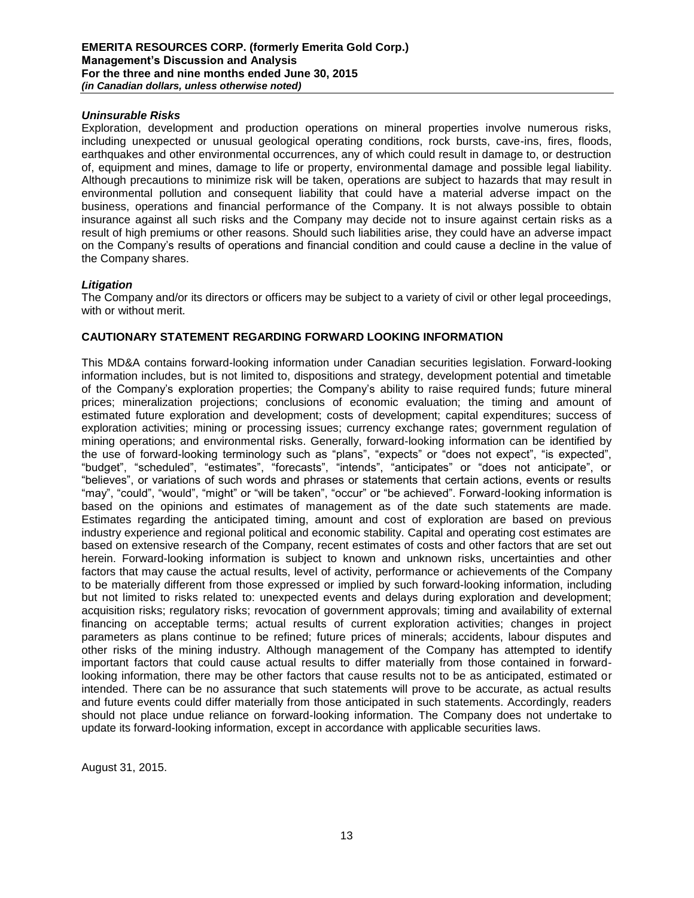### *Uninsurable Risks*

Exploration, development and production operations on mineral properties involve numerous risks, including unexpected or unusual geological operating conditions, rock bursts, cave-ins, fires, floods, earthquakes and other environmental occurrences, any of which could result in damage to, or destruction of, equipment and mines, damage to life or property, environmental damage and possible legal liability. Although precautions to minimize risk will be taken, operations are subject to hazards that may result in environmental pollution and consequent liability that could have a material adverse impact on the business, operations and financial performance of the Company. It is not always possible to obtain insurance against all such risks and the Company may decide not to insure against certain risks as a result of high premiums or other reasons. Should such liabilities arise, they could have an adverse impact on the Company's results of operations and financial condition and could cause a decline in the value of the Company shares.

### *Litigation*

The Company and/or its directors or officers may be subject to a variety of civil or other legal proceedings, with or without merit.

## CAUTIONARY STATEMENT REGARDING FORWARD LOOKING INFORMATION

This MD&A contains forward-looking information under Canadian securities legislation. Forward-looking information includes, but is not limited to, dispositions and strategy, development potential and timetable of the Company's exploration properties; the Company's ability to raise required funds; future mineral prices; mineralization projections; conclusions of economic evaluation; the timing and amount of estimated future exploration and development; costs of development; capital expenditures; success of exploration activities; mining or processing issues; currency exchange rates; government regulation of mining operations; and environmental risks. Generally, forward-looking information can be identified by the use of forward-looking terminology such as "plans", "expects" or "does not expect", "is expected", "budget", "scheduled", "estimates", "forecasts", "intends", "anticipates" or "does not anticipate", or "believes", or variations of such words and phrases or statements that certain actions, events or results "may", "could", "would", "might" or "will be taken", "occur" or "be achieved". Forward-looking information is based on the opinions and estimates of management as of the date such statements are made. Estimates regarding the anticipated timing, amount and cost of exploration are based on previous industry experience and regional political and economic stability. Capital and operating cost estimates are based on extensive research of the Company, recent estimates of costs and other factors that are set out herein. Forward-looking information is subject to known and unknown risks, uncertainties and other factors that may cause the actual results, level of activity, performance or achievements of the Company to be materially different from those expressed or implied by such forward-looking information, including but not limited to risks related to: unexpected events and delays during exploration and development; acquisition risks; regulatory risks; revocation of government approvals; timing and availability of external financing on acceptable terms; actual results of current exploration activities; changes in project parameters as plans continue to be refined; future prices of minerals; accidents, labour disputes and other risks of the mining industry. Although management of the Company has attempted to identify important factors that could cause actual results to differ materially from those contained in forward-looking information, there may be other factors that cause results not to be as anticipated, estimated or intended. There can be no assurance that such statements will prove to be accurate, as actual results and future events could differ materially from those anticipated in such statements. Accordingly, readers should not place undue reliance on forward-looking information. The Company does not undertake to update its forward-looking information, except in accordance with applicable securities laws.

August 31, 2015.